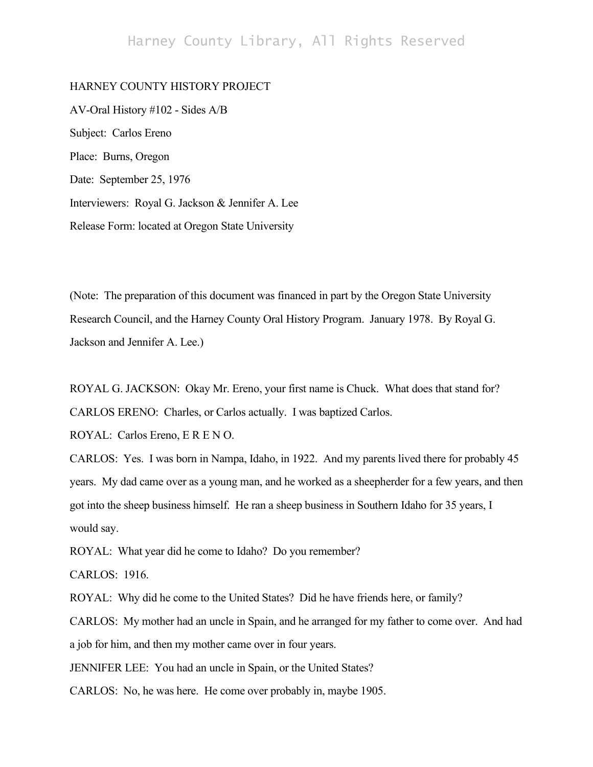HARNEY COUNTY HISTORY PROJECT

AV-Oral History #102 - Sides A/B

Subject: Carlos Ereno

Place: Burns, Oregon

Date: September 25, 1976

Interviewers: Royal G. Jackson & Jennifer A. Lee

Release Form: located at Oregon State University

(Note: The preparation of this document was financed in part by the Oregon State University Research Council, and the Harney County Oral History Program. January 1978. By Royal G. Jackson and Jennifer A. Lee.)

ROYAL G. JACKSON: Okay Mr. Ereno, your first name is Chuck. What does that stand for?

CARLOS ERENO: Charles, or Carlos actually. I was baptized Carlos.

ROYAL: Carlos Ereno, E R E N O.

CARLOS: Yes. I was born in Nampa, Idaho, in 1922. And my parents lived there for probably 45 years. My dad came over as a young man, and he worked as a sheepherder for a few years, and then got into the sheep business himself. He ran a sheep business in Southern Idaho for 35 years, I would say.

ROYAL: What year did he come to Idaho? Do you remember?

CARLOS: 1916.

ROYAL: Why did he come to the United States? Did he have friends here, or family?

CARLOS: My mother had an uncle in Spain, and he arranged for my father to come over. And had a job for him, and then my mother came over in four years.

JENNIFER LEE: You had an uncle in Spain, or the United States?

CARLOS: No, he was here. He come over probably in, maybe 1905.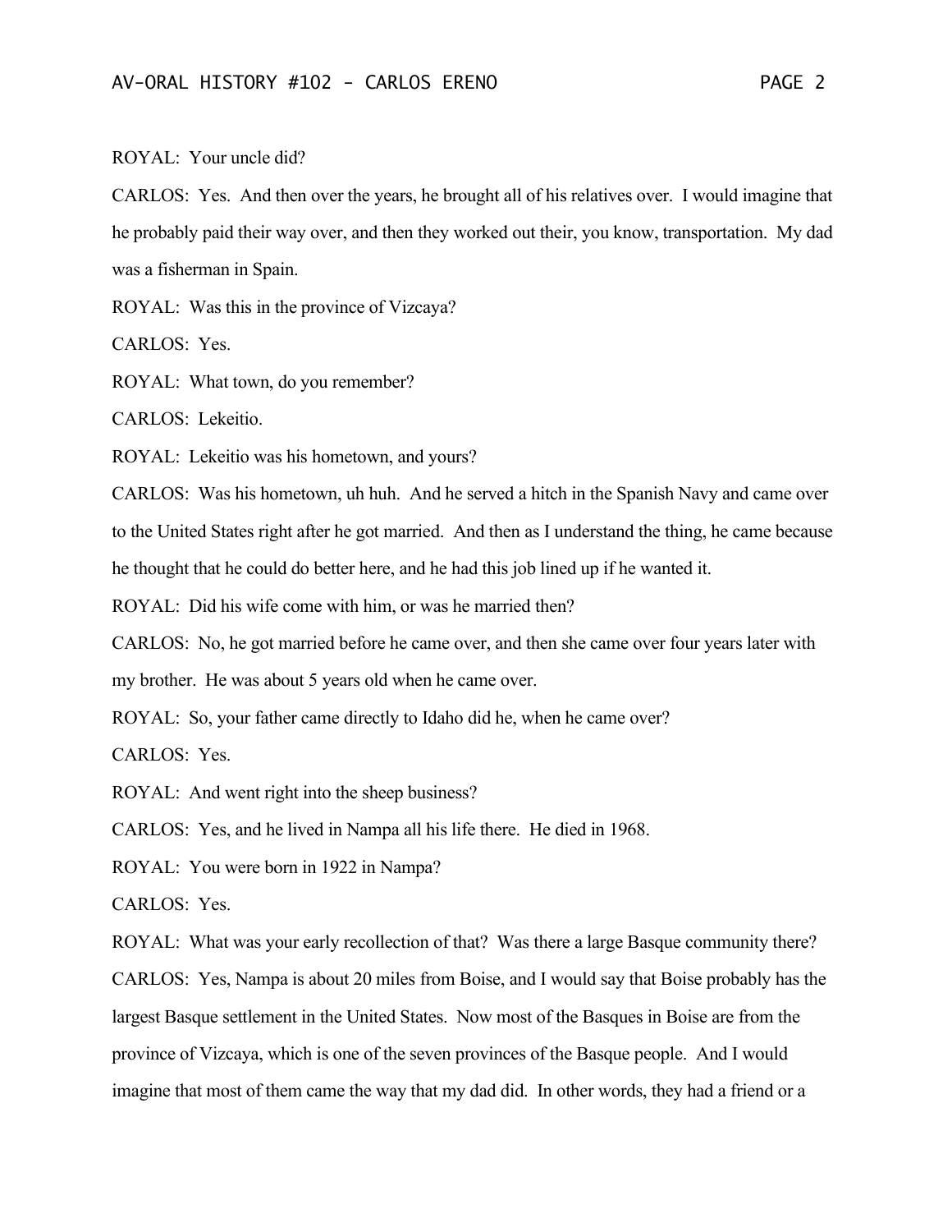ROYAL: Your uncle did?

CARLOS: Yes. And then over the years, he brought all of his relatives over. I would imagine that he probably paid their way over, and then they worked out their, you know, transportation. My dad was a fisherman in Spain.

ROYAL: Was this in the province of Vizcaya?

CARLOS: Yes.

ROYAL: What town, do you remember?

CARLOS: Lekeitio.

ROYAL: Lekeitio was his hometown, and yours?

CARLOS: Was his hometown, uh huh. And he served a hitch in the Spanish Navy and came over to the United States right after he got married. And then as I understand the thing, he came because he thought that he could do better here, and he had this job lined up if he wanted it.

ROYAL: Did his wife come with him, or was he married then?

CARLOS: No, he got married before he came over, and then she came over four years later with my brother. He was about 5 years old when he came over.

ROYAL: So, your father came directly to Idaho did he, when he came over?

CARLOS: Yes.

ROYAL: And went right into the sheep business?

CARLOS: Yes, and he lived in Nampa all his life there. He died in 1968.

ROYAL: You were born in 1922 in Nampa?

CARLOS: Yes.

ROYAL: What was your early recollection of that? Was there a large Basque community there?

CARLOS: Yes, Nampa is about 20 miles from Boise, and I would say that Boise probably has the largest Basque settlement in the United States. Now most of the Basques in Boise are from the province of Vizcaya, which is one of the seven provinces of the Basque people. And I would imagine that most of them came the way that my dad did. In other words, they had a friend or a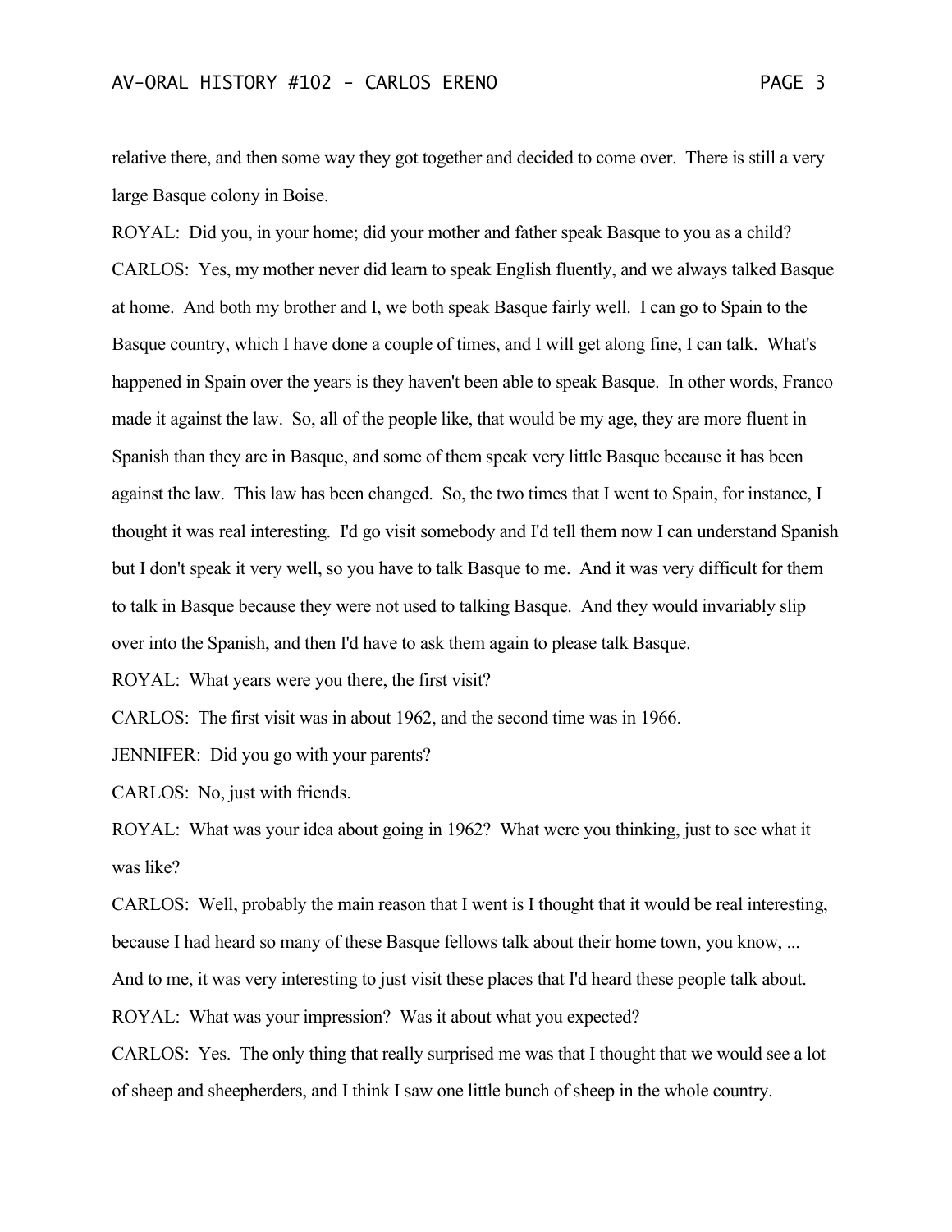relative there, and then some way they got together and decided to come over. There is still a very large Basque colony in Boise.

ROYAL: Did you, in your home; did your mother and father speak Basque to you as a child?

CARLOS: Yes, my mother never did learn to speak English fluently, and we always talked Basque at home. And both my brother and I, we both speak Basque fairly well. I can go to Spain to the Basque country, which I have done a couple of times, and I will get along fine, I can talk. What's happened in Spain over the years is they haven't been able to speak Basque. In other words, Franco made it against the law. So, all of the people like, that would be my age, they are more fluent in Spanish than they are in Basque, and some of them speak very little Basque because it has been against the law. This law has been changed. So, the two times that I went to Spain, for instance, I thought it was real interesting. I'd go visit somebody and I'd tell them now I can understand Spanish but I don't speak it very well, so you have to talk Basque to me. And it was very difficult for them to talk in Basque because they were not used to talking Basque. And they would invariably slip over into the Spanish, and then I'd have to ask them again to please talk Basque.

ROYAL: What years were you there, the first visit?

CARLOS: The first visit was in about 1962, and the second time was in 1966.

JENNIFER: Did you go with your parents?

CARLOS: No, just with friends.

ROYAL: What was your idea about going in 1962? What were you thinking, just to see what it was like?

CARLOS: Well, probably the main reason that I went is I thought that it would be real interesting, because I had heard so many of these Basque fellows talk about their home town, you know, ... And to me, it was very interesting to just visit these places that I'd heard these people talk about.

ROYAL: What was your impression? Was it about what you expected?

CARLOS: Yes. The only thing that really surprised me was that I thought that we would see a lot of sheep and sheepherders, and I think I saw one little bunch of sheep in the whole country.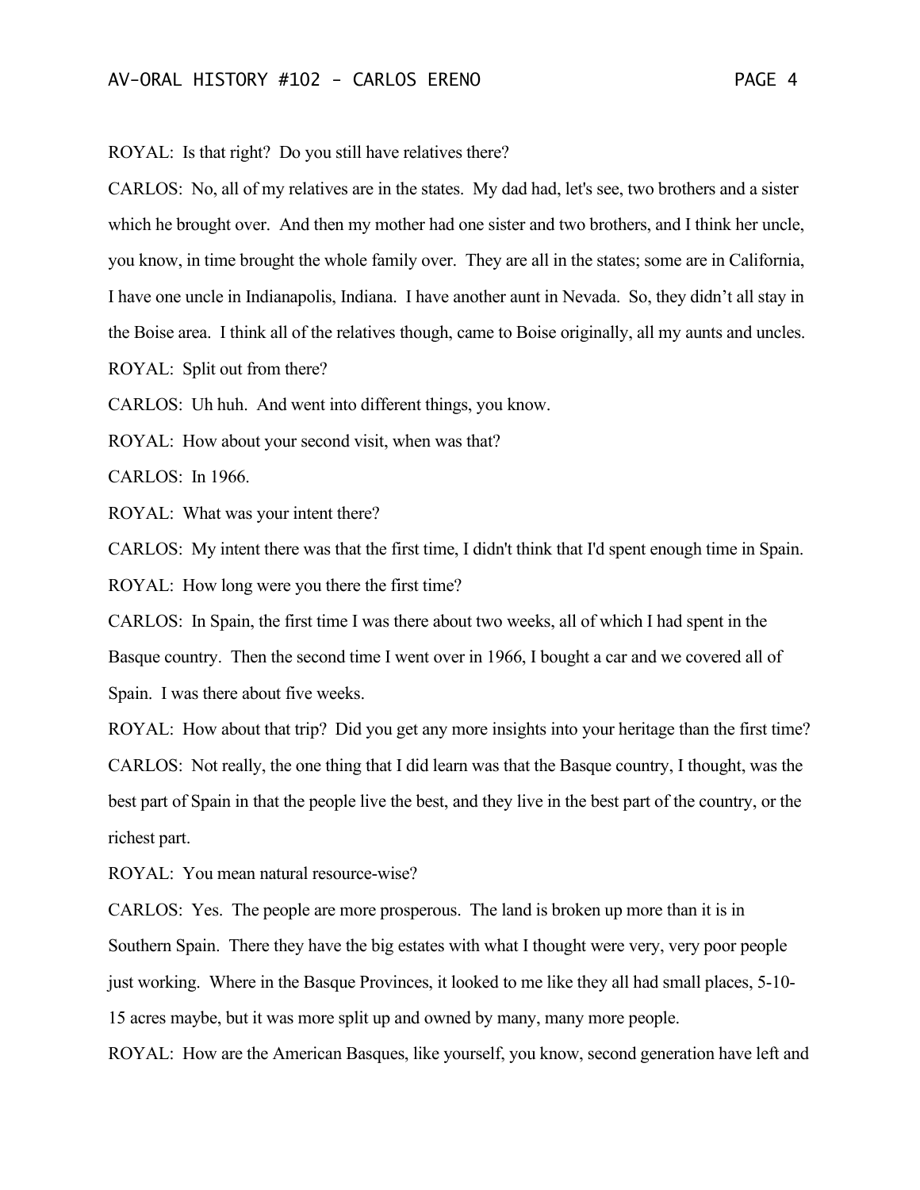ROYAL: Is that right? Do you still have relatives there?

CARLOS: No, all of my relatives are in the states. My dad had, let's see, two brothers and a sister which he brought over. And then my mother had one sister and two brothers, and I think her uncle, you know, in time brought the whole family over. They are all in the states; some are in California, I have one uncle in Indianapolis, Indiana. I have another aunt in Nevada. So, they didn't all stay in the Boise area. I think all of the relatives though, came to Boise originally, all my aunts and uncles.

ROYAL: Split out from there?

CARLOS: Uh huh. And went into different things, you know.

ROYAL: How about your second visit, when was that?

CARLOS: In 1966.

ROYAL: What was your intent there?

CARLOS: My intent there was that the first time, I didn't think that I'd spent enough time in Spain.

ROYAL: How long were you there the first time?

CARLOS: In Spain, the first time I was there about two weeks, all of which I had spent in the Basque country. Then the second time I went over in 1966, I bought a car and we covered all of Spain. I was there about five weeks.

ROYAL: How about that trip? Did you get any more insights into your heritage than the first time?

CARLOS: Not really, the one thing that I did learn was that the Basque country, I thought, was the best part of Spain in that the people live the best, and they live in the best part of the country, or the richest part.

ROYAL: You mean natural resource-wise?

CARLOS: Yes. The people are more prosperous. The land is broken up more than it is in Southern Spain. There they have the big estates with what I thought were very, very poor people just working. Where in the Basque Provinces, it looked to me like they all had small places, 5-10-15 acres maybe, but it was more split up and owned by many, many more people.

ROYAL: How are the American Basques, like yourself, you know, second generation have left and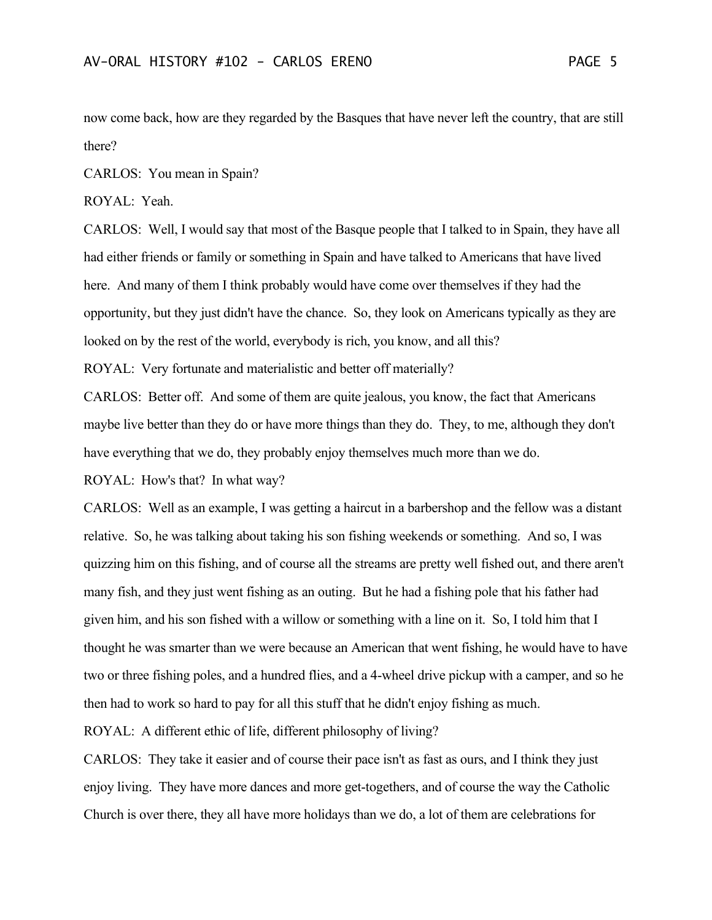now come back, how are they regarded by the Basques that have never left the country, that are still there?

CARLOS: You mean in Spain?

ROYAL: Yeah.

CARLOS: Well, I would say that most of the Basque people that I talked to in Spain, they have all had either friends or family or something in Spain and have talked to Americans that have lived here. And many of them I think probably would have come over themselves if they had the opportunity, but they just didn't have the chance. So, they look on Americans typically as they are looked on by the rest of the world, everybody is rich, you know, and all this?

ROYAL: Very fortunate and materialistic and better off materially?

CARLOS: Better off. And some of them are quite jealous, you know, the fact that Americans maybe live better than they do or have more things than they do. They, to me, although they don't have everything that we do, they probably enjoy themselves much more than we do.

ROYAL: How's that? In what way?

CARLOS: Well as an example, I was getting a haircut in a barbershop and the fellow was a distant relative. So, he was talking about taking his son fishing weekends or something. And so, I was quizzing him on this fishing, and of course all the streams are pretty well fished out, and there aren't many fish, and they just went fishing as an outing. But he had a fishing pole that his father had given him, and his son fished with a willow or something with a line on it. So, I told him that I thought he was smarter than we were because an American that went fishing, he would have to have two or three fishing poles, and a hundred flies, and a 4-wheel drive pickup with a camper, and so he then had to work so hard to pay for all this stuff that he didn't enjoy fishing as much.

ROYAL: A different ethic of life, different philosophy of living?

CARLOS: They take it easier and of course their pace isn't as fast as ours, and I think they just enjoy living. They have more dances and more get-togethers, and of course the way the Catholic Church is over there, they all have more holidays than we do, a lot of them are celebrations for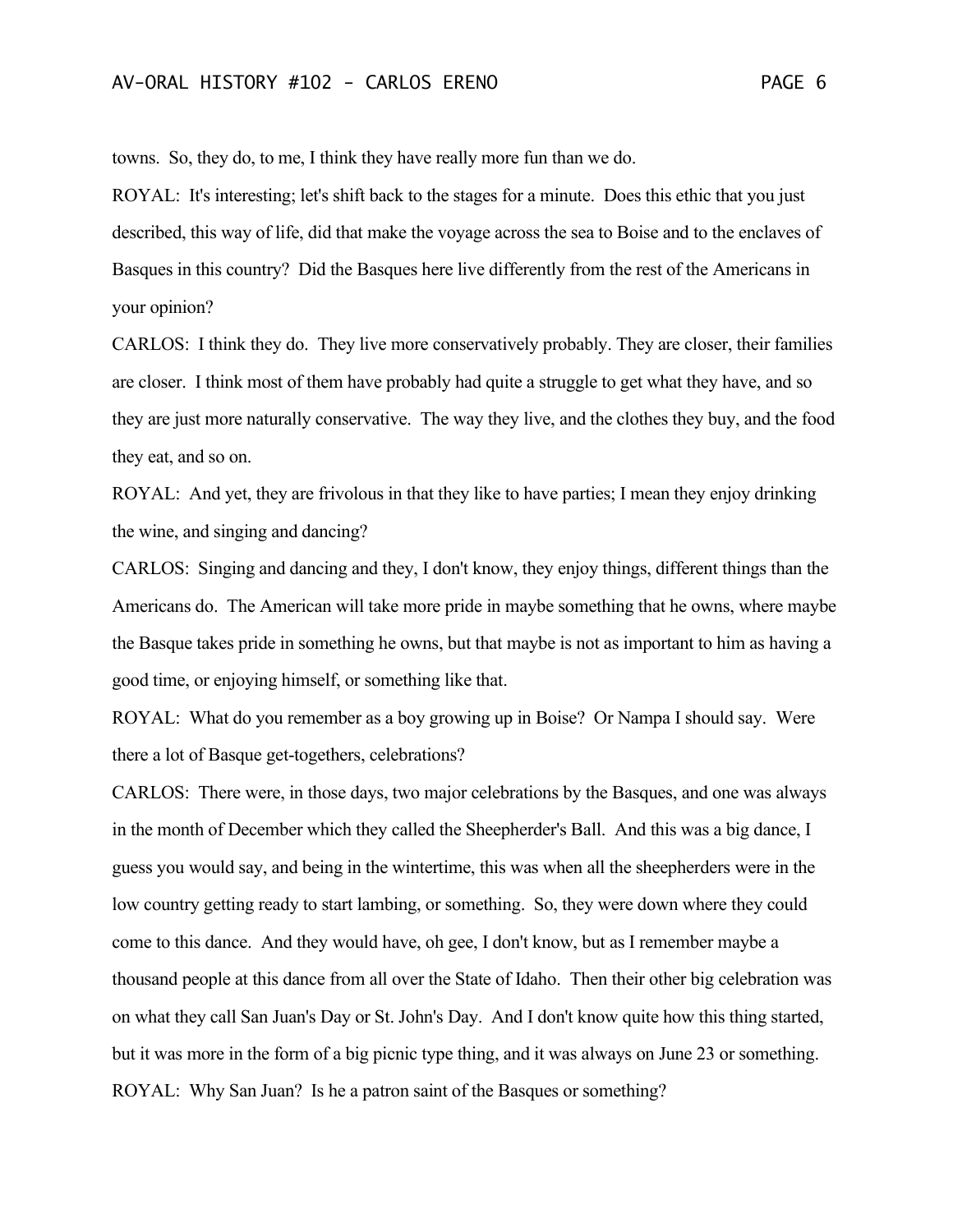towns. So, they do, to me, I think they have really more fun than we do.

ROYAL: It's interesting; let's shift back to the stages for a minute. Does this ethic that you just described, this way of life, did that make the voyage across the sea to Boise and to the enclaves of Basques in this country? Did the Basques here live differently from the rest of the Americans in your opinion?

CARLOS: I think they do. They live more conservatively probably. They are closer, their families are closer. I think most of them have probably had quite a struggle to get what they have, and so they are just more naturally conservative. The way they live, and the clothes they buy, and the food they eat, and so on.

ROYAL: And yet, they are frivolous in that they like to have parties; I mean they enjoy drinking the wine, and singing and dancing?

CARLOS: Singing and dancing and they, I don't know, they enjoy things, different things than the Americans do. The American will take more pride in maybe something that he owns, where maybe the Basque takes pride in something he owns, but that maybe is not as important to him as having a good time, or enjoying himself, or something like that.

ROYAL: What do you remember as a boy growing up in Boise? Or Nampa I should say. Were there a lot of Basque get-togethers, celebrations?

CARLOS: There were, in those days, two major celebrations by the Basques, and one was always in the month of December which they called the Sheepherder's Ball. And this was a big dance, I guess you would say, and being in the wintertime, this was when all the sheepherders were in the low country getting ready to start lambing, or something. So, they were down where they could come to this dance. And they would have, oh gee, I don't know, but as I remember maybe a thousand people at this dance from all over the State of Idaho. Then their other big celebration was on what they call San Juan's Day or St. John's Day. And I don't know quite how this thing started, but it was more in the form of a big picnic type thing, and it was always on June 23 or something.

ROYAL: Why San Juan? Is he a patron saint of the Basques or something?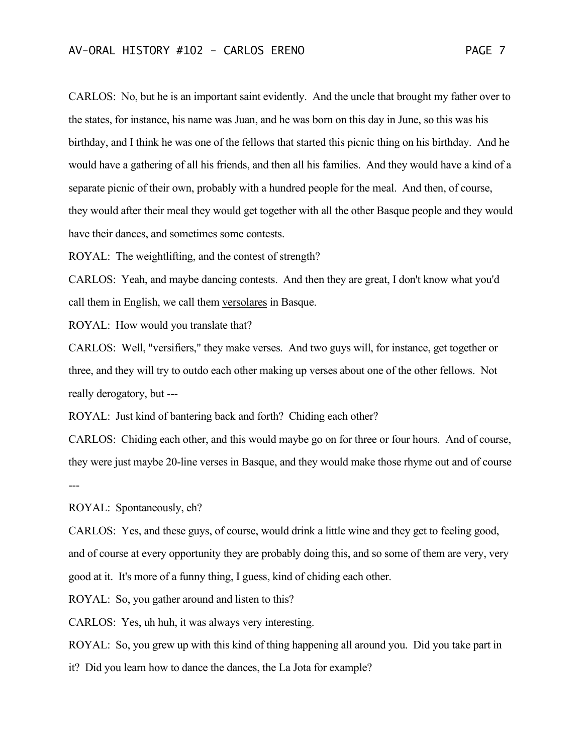CARLOS: No, but he is an important saint evidently. And the uncle that brought my father over to the states, for instance, his name was Juan, and he was born on this day in June, so this was his birthday, and I think he was one of the fellows that started this picnic thing on his birthday. And he would have a gathering of all his friends, and then all his families. And they would have a kind of a separate picnic of their own, probably with a hundred people for the meal. And then, of course, they would after their meal they would get together with all the other Basque people and they would have their dances, and sometimes some contests.

ROYAL: The weightlifting, and the contest of strength?

CARLOS: Yeah, and maybe dancing contests. And then they are great, I don't know what you'd call them in English, we call them <u>versolares</u> in Basque.

ROYAL: How would you translate that?

CARLOS: Well, "versifiers," they make verses. And two guys will, for instance, get together or three, and they will try to outdo each other making up verses about one of the other fellows. Not really derogatory, but ---

ROYAL: Just kind of bantering back and forth? Chiding each other?

CARLOS: Chiding each other, and this would maybe go on for three or four hours. And of course, they were just maybe 20-line verses in Basque, and they would make those rhyme out and of course ---

ROYAL: Spontaneously, eh?

CARLOS: Yes, and these guys, of course, would drink a little wine and they get to feeling good, and of course at every opportunity they are probably doing this, and so some of them are very, very good at it. It's more of a funny thing, I guess, kind of chiding each other.

ROYAL: So, you gather around and listen to this?

CARLOS: Yes, uh huh, it was always very interesting.

ROYAL: So, you grew up with this kind of thing happening all around you. Did you take part in it? Did you learn how to dance the dances, the La Jota for example?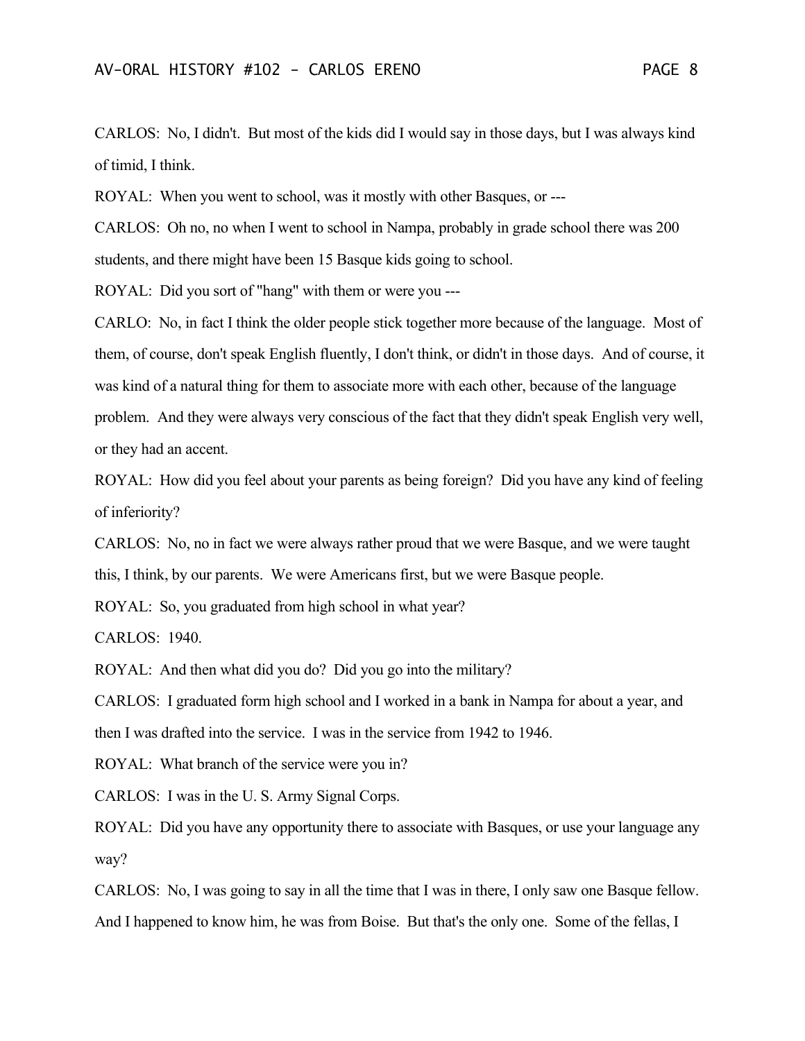CARLOS: No, I didn't. But most of the kids did I would say in those days, but I was always kind of timid, I think.

ROYAL: When you went to school, was it mostly with other Basques, or ---

CARLOS: Oh no, no when I went to school in Nampa, probably in grade school there was 200 students, and there might have been 15 Basque kids going to school.

ROYAL: Did you sort of "hang" with them or were you ---

CARLO: No, in fact I think the older people stick together more because of the language. Most of them, of course, don't speak English fluently, I don't think, or didn't in those days. And of course, it was kind of a natural thing for them to associate more with each other, because of the language problem. And they were always very conscious of the fact that they didn't speak English very well, or they had an accent.

ROYAL: How did you feel about your parents as being foreign? Did you have any kind of feeling of inferiority?

CARLOS: No, no in fact we were always rather proud that we were Basque, and we were taught this, I think, by our parents. We were Americans first, but we were Basque people.

ROYAL: So, you graduated from high school in what year?

CARLOS: 1940.

ROYAL: And then what did you do? Did you go into the military?

CARLOS: I graduated form high school and I worked in a bank in Nampa for about a year, and then I was drafted into the service. I was in the service from 1942 to 1946.

ROYAL: What branch of the service were you in?

CARLOS: I was in the U. S. Army Signal Corps.

ROYAL: Did you have any opportunity there to associate with Basques, or use your language any way?

CARLOS: No, I was going to say in all the time that I was in there, I only saw one Basque fellow. And I happened to know him, he was from Boise. But that's the only one. Some of the fellas, I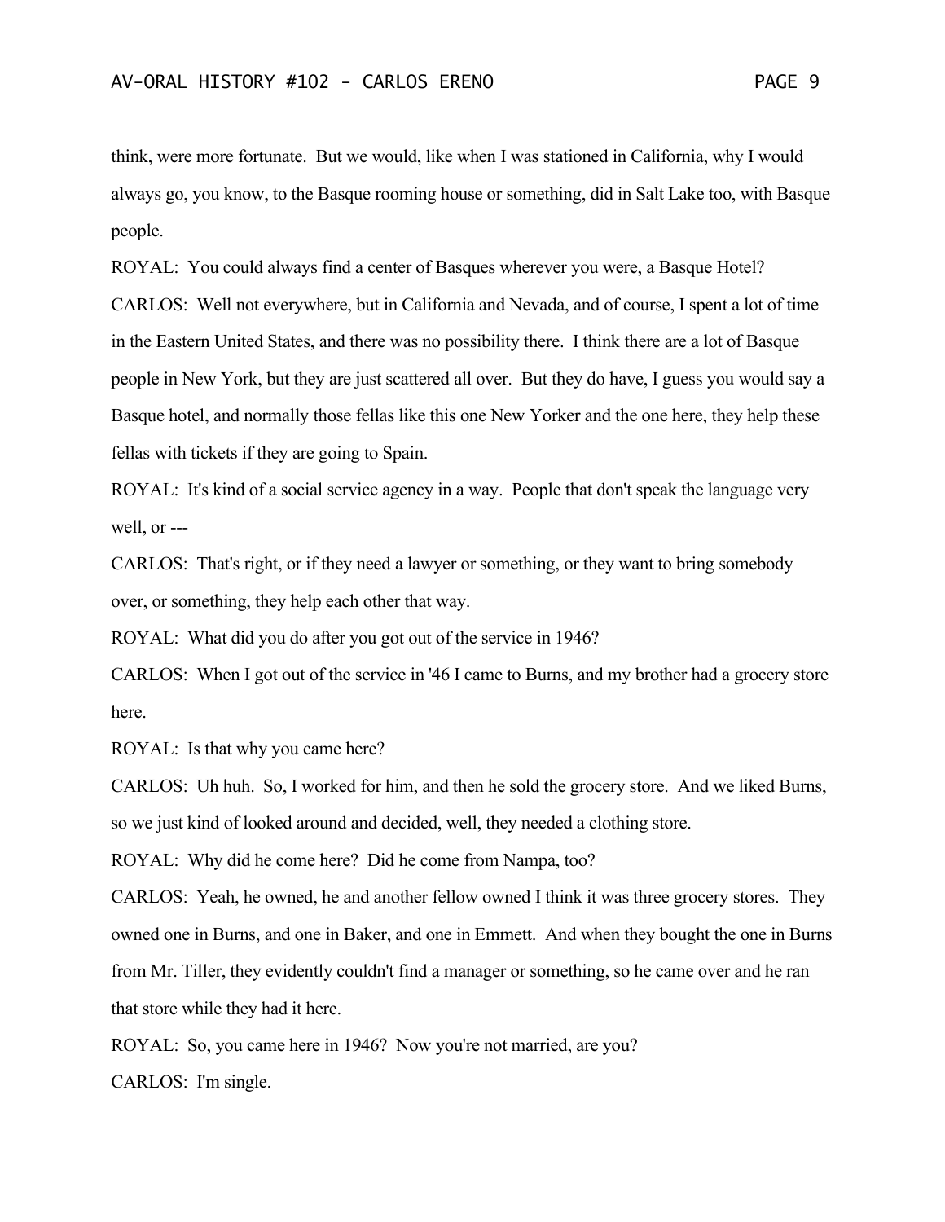think, were more fortunate. But we would, like when I was stationed in California, why I would always go, you know, to the Basque rooming house or something, did in Salt Lake too, with Basque people.

ROYAL: You could always find a center of Basques wherever you were, a Basque Hotel?

CARLOS: Well not everywhere, but in California and Nevada, and of course, I spent a lot of time in the Eastern United States, and there was no possibility there. I think there are a lot of Basque people in New York, but they are just scattered all over. But they do have, I guess you would say a Basque hotel, and normally those fellas like this one New Yorker and the one here, they help these fellas with tickets if they are going to Spain.

ROYAL: It's kind of a social service agency in a way. People that don't speak the language very well, or ---

CARLOS: That's right, or if they need a lawyer or something, or they want to bring somebody over, or something, they help each other that way.

ROYAL: What did you do after you got out of the service in 1946?

CARLOS: When I got out of the service in '46 I came to Burns, and my brother had a grocery store here.

ROYAL: Is that why you came here?

CARLOS: Uh huh. So, I worked for him, and then he sold the grocery store. And we liked Burns, so we just kind of looked around and decided, well, they needed a clothing store.

ROYAL: Why did he come here? Did he come from Nampa, too?

CARLOS: Yeah, he owned, he and another fellow owned I think it was three grocery stores. They owned one in Burns, and one in Baker, and one in Emmett. And when they bought the one in Burns from Mr. Tiller, they evidently couldn't find a manager or something, so he came over and he ran that store while they had it here.

ROYAL: So, you came here in 1946? Now you're not married, are you?

CARLOS: I'm single.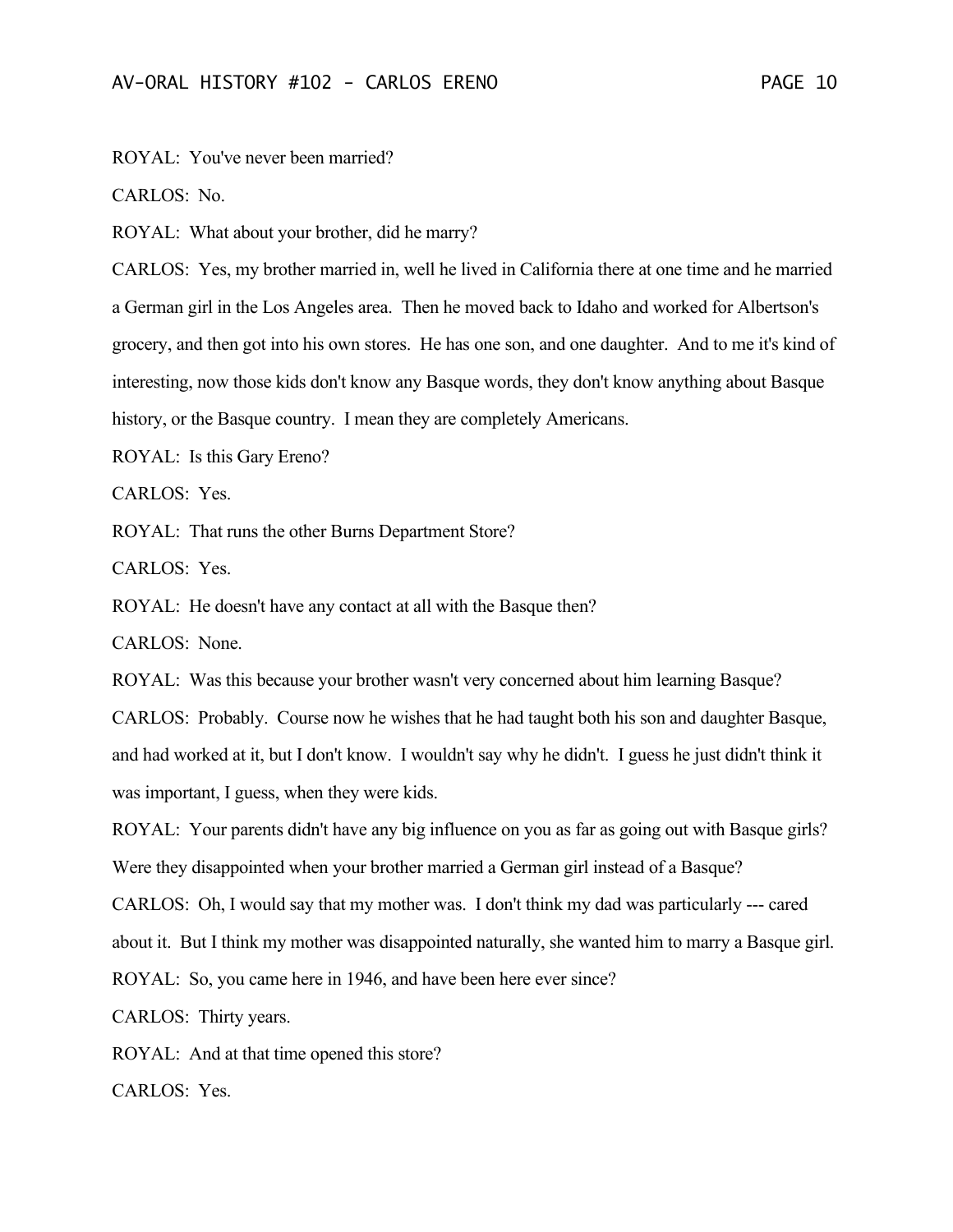ROYAL: You've never been married?

CARLOS: No.

ROYAL: What about your brother, did he marry?

CARLOS: Yes, my brother married in, well he lived in California there at one time and he married a German girl in the Los Angeles area. Then he moved back to Idaho and worked for Albertson's grocery, and then got into his own stores. He has one son, and one daughter. And to me it's kind of interesting, now those kids don't know any Basque words, they don't know anything about Basque history, or the Basque country. I mean they are completely Americans.

ROYAL: Is this Gary Ereno?

CARLOS: Yes.

ROYAL: That runs the other Burns Department Store?

CARLOS: Yes.

ROYAL: He doesn't have any contact at all with the Basque then?

CARLOS: None.

ROYAL: Was this because your brother wasn't very concerned about him learning Basque?

CARLOS: Probably. Course now he wishes that he had taught both his son and daughter Basque, and had worked at it, but I don't know. I wouldn't say why he didn't. I guess he just didn't think it was important, I guess, when they were kids.

ROYAL: Your parents didn't have any big influence on you as far as going out with Basque girls? Were they disappointed when your brother married a German girl instead of a Basque?

CARLOS: Oh, I would say that my mother was. I don't think my dad was particularly --- cared about it. But I think my mother was disappointed naturally, she wanted him to marry a Basque girl.

ROYAL: So, you came here in 1946, and have been here ever since?

CARLOS: Thirty years.

ROYAL: And at that time opened this store?

CARLOS: Yes.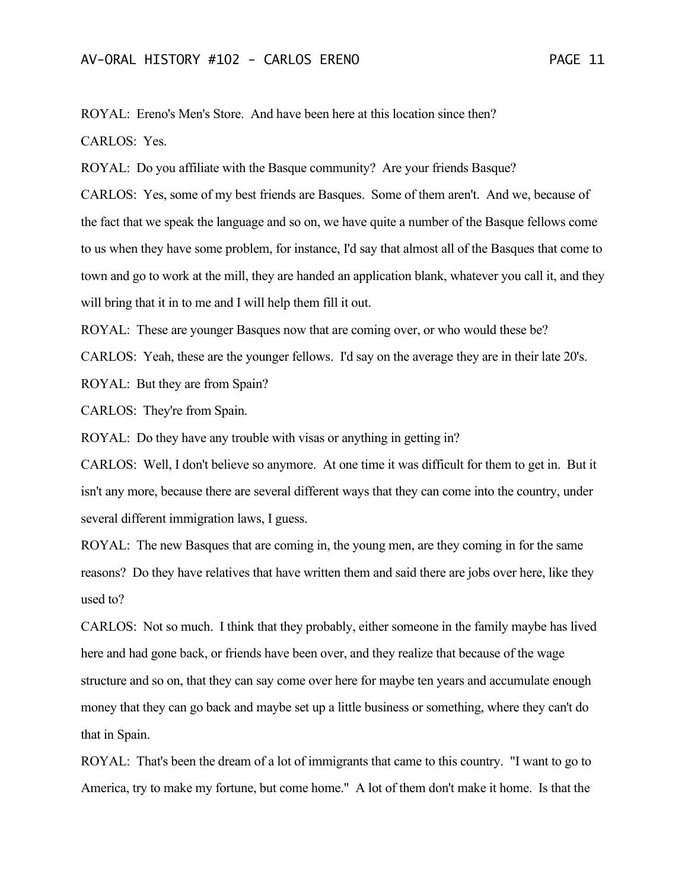ROYAL: Ereno's Men's Store. And have been here at this location since then?

CARLOS: Yes.

ROYAL: Do you affiliate with the Basque community? Are your friends Basque?

CARLOS: Yes, some of my best friends are Basques. Some of them aren't. And we, because of the fact that we speak the language and so on, we have quite a number of the Basque fellows come to us when they have some problem, for instance, I'd say that almost all of the Basques that come to town and go to work at the mill, they are handed an application blank, whatever you call it, and they will bring that it in to me and I will help them fill it out.

ROYAL: These are younger Basques now that are coming over, or who would these be?

CARLOS: Yeah, these are the younger fellows. I'd say on the average they are in their late 20's.

ROYAL: But they are from Spain?

CARLOS: They're from Spain.

ROYAL: Do they have any trouble with visas or anything in getting in?

CARLOS: Well, I don't believe so anymore. At one time it was difficult for them to get in. But it isn't any more, because there are several different ways that they can come into the country, under several different immigration laws, I guess.

ROYAL: The new Basques that are coming in, the young men, are they coming in for the same reasons? Do they have relatives that have written them and said there are jobs over here, like they used to?

CARLOS: Not so much. I think that they probably, either someone in the family maybe has lived here and had gone back, or friends have been over, and they realize that because of the wage structure and so on, that they can say come over here for maybe ten years and accumulate enough money that they can go back and maybe set up a little business or something, where they can't do that in Spain.

ROYAL: That's been the dream of a lot of immigrants that came to this country. "I want to go to America, try to make my fortune, but come home." A lot of them don't make it home. Is that the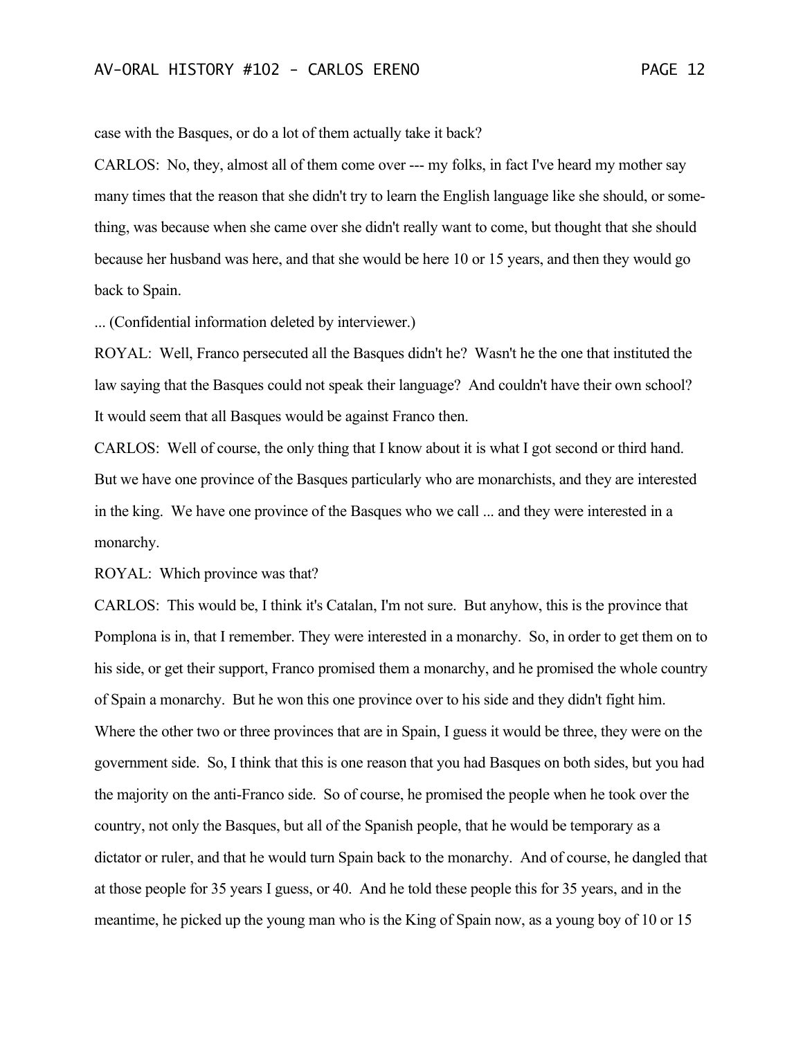case with the Basques, or do a lot of them actually take it back?

CARLOS: No, they, almost all of them come over --- my folks, in fact I've heard my mother say many times that the reason that she didn't try to learn the English language like she should, or some-thing, was because when she came over she didn't really want to come, but thought that she should because her husband was here, and that she would be here 10 or 15 years, and then they would go back to Spain.

... (Confidential information deleted by interviewer.)

ROYAL: Well, Franco persecuted all the Basques didn't he? Wasn't he the one that instituted the law saying that the Basques could not speak their language? And couldn't have their own school? It would seem that all Basques would be against Franco then.

CARLOS: Well of course, the only thing that I know about it is what I got second or third hand. But we have one province of the Basques particularly who are monarchists, and they are interested in the king. We have one province of the Basques who we call ... and they were interested in a monarchy.

ROYAL: Which province was that?

CARLOS: This would be, I think it's Catalan, I'm not sure. But anyhow, this is the province that Pomplona is in, that I remember. They were interested in a monarchy. So, in order to get them on to his side, or get their support, Franco promised them a monarchy, and he promised the whole country of Spain a monarchy. But he won this one province over to his side and they didn't fight him. Where the other two or three provinces that are in Spain, I guess it would be three, they were on the government side. So, I think that this is one reason that you had Basques on both sides, but you had the majority on the anti-Franco side. So of course, he promised the people when he took over the country, not only the Basques, but all of the Spanish people, that he would be temporary as a dictator or ruler, and that he would turn Spain back to the monarchy. And of course, he dangled that at those people for 35 years I guess, or 40. And he told these people this for 35 years, and in the meantime, he picked up the young man who is the King of Spain now, as a young boy of 10 or 15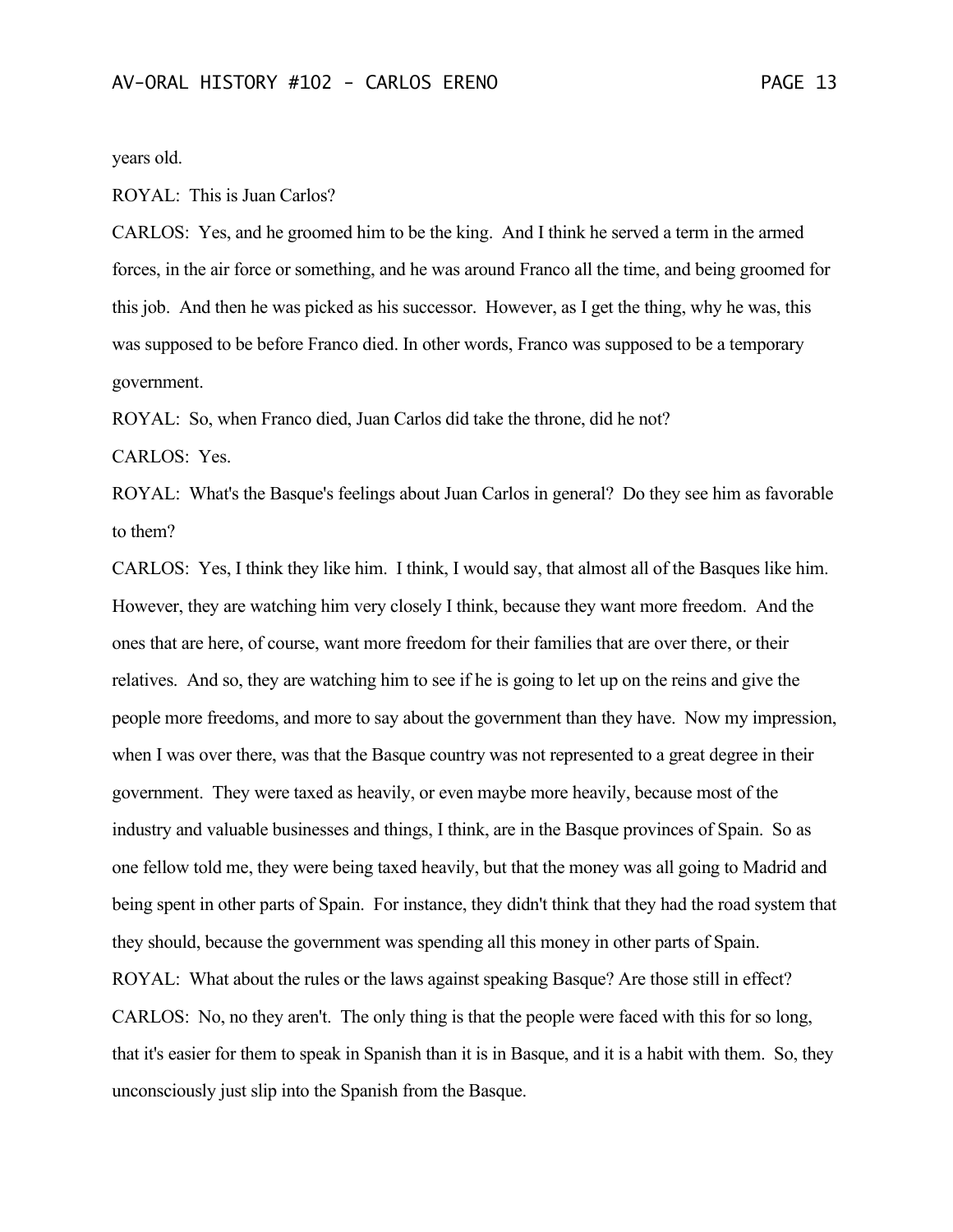years old.

ROYAL: This is Juan Carlos?

CARLOS: Yes, and he groomed him to be the king. And I think he served a term in the armed forces, in the air force or something, and he was around Franco all the time, and being groomed for this job. And then he was picked as his successor. However, as I get the thing, why he was, this was supposed to be before Franco died. In other words, Franco was supposed to be a temporary government.

ROYAL: So, when Franco died, Juan Carlos did take the throne, did he not?

CARLOS: Yes.

ROYAL: What's the Basque's feelings about Juan Carlos in general? Do they see him as favorable to them?

CARLOS: Yes, I think they like him. I think, I would say, that almost all of the Basques like him. However, they are watching him very closely I think, because they want more freedom. And the ones that are here, of course, want more freedom for their families that are over there, or their relatives. And so, they are watching him to see if he is going to let up on the reins and give the people more freedoms, and more to say about the government than they have. Now my impression, when I was over there, was that the Basque country was not represented to a great degree in their government. They were taxed as heavily, or even maybe more heavily, because most of the industry and valuable businesses and things, I think, are in the Basque provinces of Spain. So as one fellow told me, they were being taxed heavily, but that the money was all going to Madrid and being spent in other parts of Spain. For instance, they didn't think that they had the road system that they should, because the government was spending all this money in other parts of Spain.

ROYAL: What about the rules or the laws against speaking Basque? Are those still in effect?

CARLOS: No, no they aren't. The only thing is that the people were faced with this for so long, that it's easier for them to speak in Spanish than it is in Basque, and it is a habit with them. So, they unconsciously just slip into the Spanish from the Basque.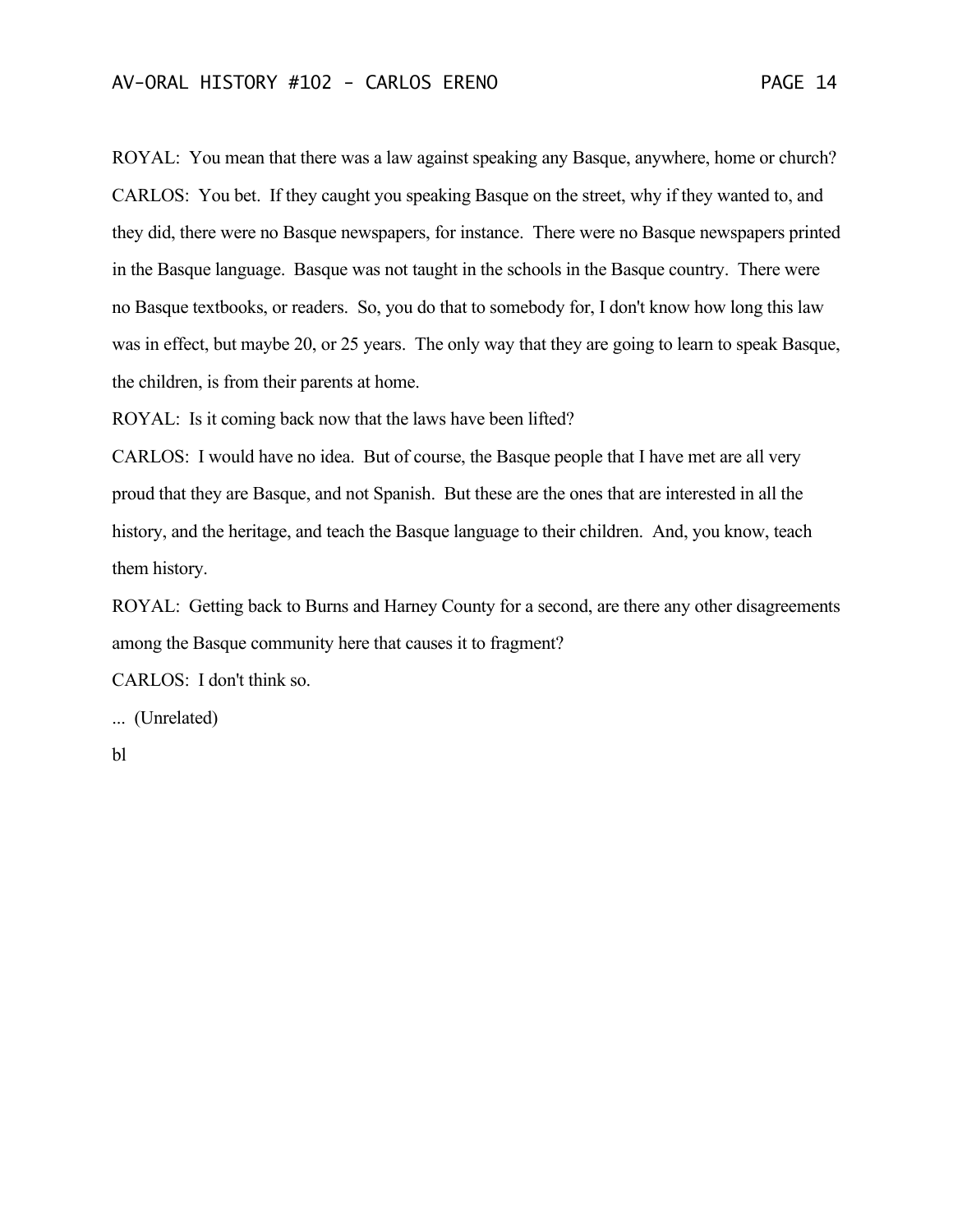ROYAL: You mean that there was a law against speaking any Basque, anywhere, home or church?

CARLOS: You bet. If they caught you speaking Basque on the street, why if they wanted to, and they did, there were no Basque newspapers, for instance. There were no Basque newspapers printed in the Basque language. Basque was not taught in the schools in the Basque country. There were no Basque textbooks, or readers. So, you do that to somebody for, I don't know how long this law was in effect, but maybe 20, or 25 years. The only way that they are going to learn to speak Basque, the children, is from their parents at home.

ROYAL: Is it coming back now that the laws have been lifted?

CARLOS: I would have no idea. But of course, the Basque people that I have met are all very proud that they are Basque, and not Spanish. But these are the ones that are interested in all the history, and the heritage, and teach the Basque language to their children. And, you know, teach them history.

ROYAL: Getting back to Burns and Harney County for a second, are there any other disagreements among the Basque community here that causes it to fragment?

CARLOS: I don't think so.

... (Unrelated)

bl